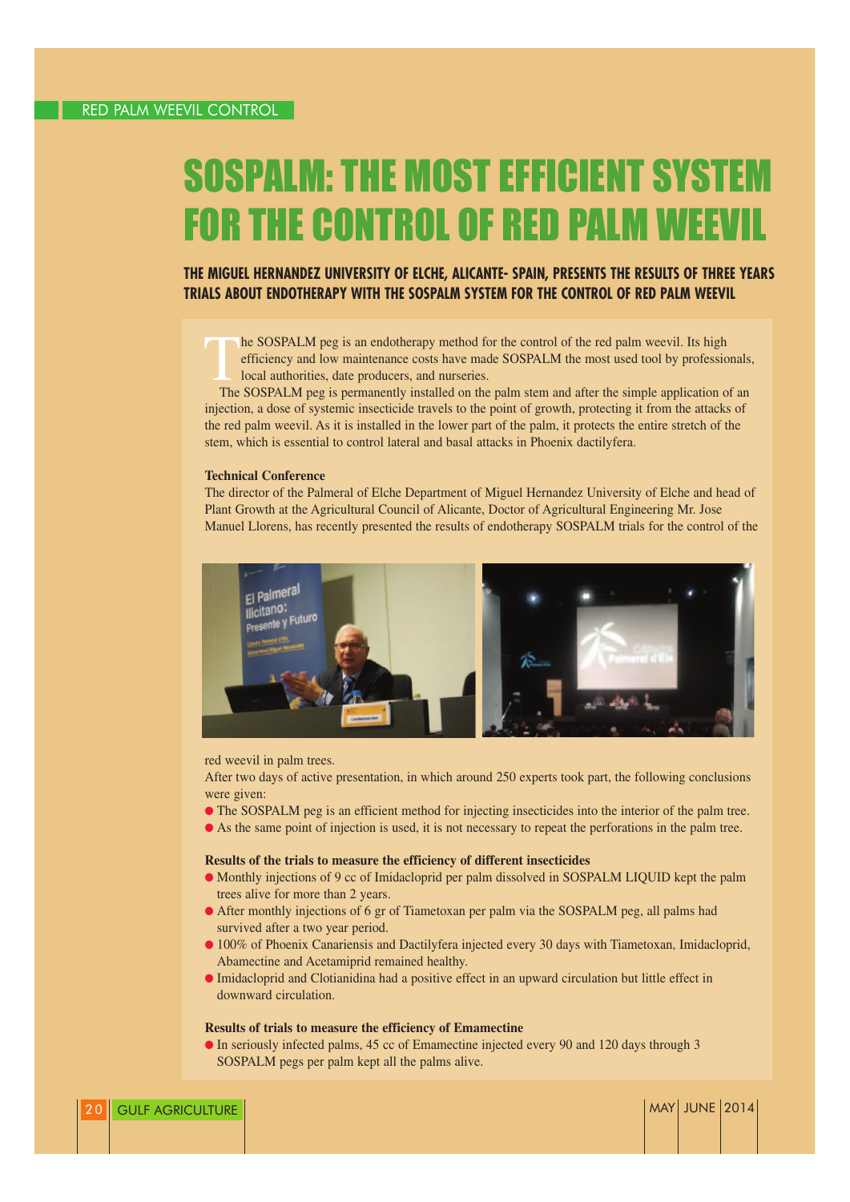RED PALM WEEVIL CONTROL

# SOSPALM: THE MOST EFFICIENT SYSTEM FOR THE CONTROL OF RED PALM WEEVIL

## THE MIGUEL HERNANDEZ UNIVERSITY OF ELCHE, ALICANTE- SPAIN, PRESENTS THE RESULTS OF THREE YEARS TRIALS ABOUT ENDOTHERAPY WITH THE SOSPALM SYSTEM FOR THE CONTROL OF RED PALM WEEVIL

The SOSPALM peg is an endotherapy method for the control of the red palm weevil. Its high efficiency and low maintenance costs have made SOSPALM the most used tool by professionals, local authorities, date producers, and nurseries.

The SOSPALM peg is permanently installed on the palm stem and after the simple application of an injection, a dose of systemic insecticide travels to the point of growth, protecting it from the attacks of the red palm weevil. As it is installed in the lower part of the palm, it protects the entire stretch of the stem, which is essential to control lateral and basal attacks in Phoenix dactylifera.

**Technical Conference**

The director of the Palmeral of Elche Department of Miguel Hernandez University of Elche and head of Plant Growth at the Agricultural Council of Alicante, Doctor of Agricultural Engineering Mr. Jose Manuel Llorens, has recently presented the results of endotherapy SOSPALM trials for the control of the red weevil in palm trees.

After two days of active presentation, in which around 250 experts took part, the following conclusions were given:

- The SOSPALM peg is an efficient method for injecting insecticides into the interior of the palm tree.
- As the same point of injection is used, it is not necessary to repeat the perforations in the palm tree.

**Results of the trials to measure the efficiency of different insecticides**

- Monthly injections of 9 cc of Imidacloprid per palm dissolved in SOSPALM LIQUID kept the palm trees alive for more than 2 years.
- After monthly injections of 6 gr of Tiametoxan per palm via the SOSPALM peg, all palms had survived after a two year period.
- 100% of Phoenix Canariensis and Dactylifera injected every 30 days with Tiametoxan, Imidacloprid, Abamectine and Acetamiprid remained healthy.
- Imidacloprid and Clotianidina had a positive effect in an upward circulation but little effect in downward circulation.

**Results of trials to measure the efficiency of Emamectine**

- In seriously infected palms, 45 cc of Emamectine injected every 90 and 120 days through 3 SOSPALM pegs per palm kept all the palms alive.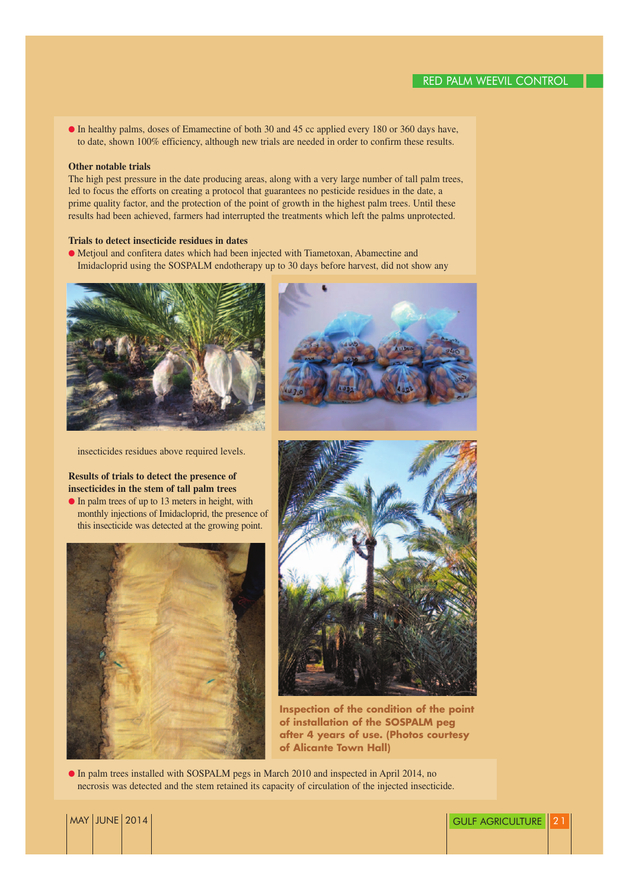- In healthy palms, doses of Emamectine of both 30 and 45 cc applied every 180 or 360 days have, to date, shown 100% efficiency, although new trials are needed in order to confirm these results.

**Other notable trials**

The high pest pressure in the date producing areas, along with a very large number of tall palm trees, led to focus the efforts on creating a protocol that guarantees no pesticide residues in the date, a prime quality factor, and the protection of the point of growth in the highest palm trees. Until these results had been achieved, farmers had interrupted the treatments which left the palms unprotected.

**Trials to detect insecticide residues in dates**

- Metjoul and confitera dates which had been injected with Tiametoxan, Abamectine and Imidacloprid using the SOSPALM endotherapy up to 30 days before harvest, did not show any insecticides residues above required levels.

**Results of trials to detect the presence of insecticides in the stem of tall palm trees**

- In palm trees of up to 13 meters in height, with monthly injections of Imidacloprid, the presence of this insecticide was detected at the growing point.

**Inspection of the condition of the point of installation of the SOSPALM peg after 4 years of use. (Photos courtesy of Alicante Town Hall)**

- In palm trees installed with SOSPALM pegs in March 2010 and inspected in April 2014, no necrosis was detected and the stem retained its capacity of circulation of the injected insecticide.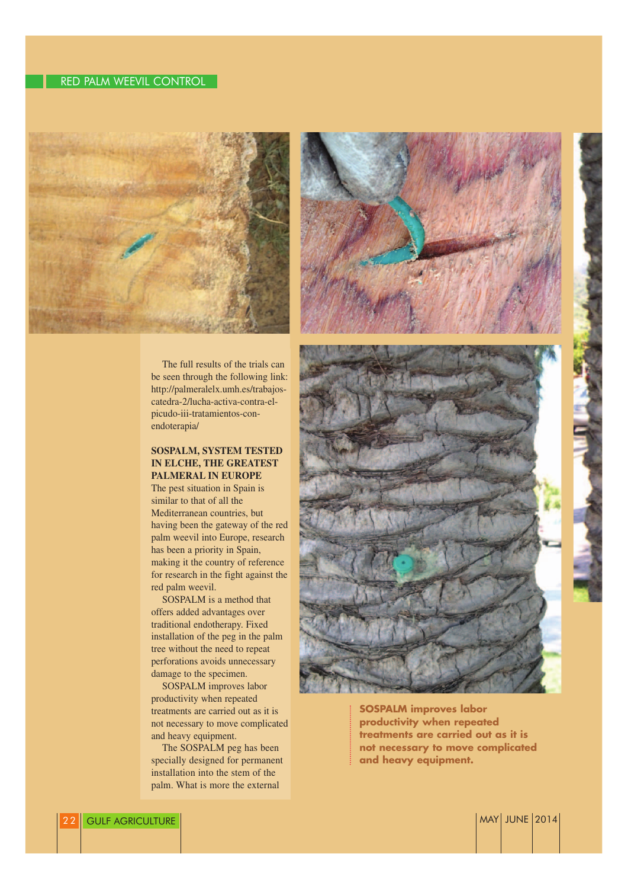The full results of the trials can be seen through the following link: http://palmeralelx.umh.es/trabajos-catedra-2/lucha-activa-contra-el-picudo-iii-tratamientos-con-endoterapia/

### SOSPALM, SYSTEM TESTED IN ELCHE, THE GREATEST PALMERAL IN EUROPE

The pest situation in Spain is similar to that of all the Mediterranean countries, but having been the gateway of the red palm weevil into Europe, research has been a priority in Spain, making it the country of reference for research in the fight against the red palm weevil.

SOSPALM is a method that offers added advantages over traditional endotherapy. Fixed installation of the peg in the palm tree without the need to repeat perforations avoids unnecessary damage to the specimen.

SOSPALM improves labor productivity when repeated treatments are carried out as it is not necessary to move complicated and heavy equipment.

The SOSPALM peg has been specially designed for permanent installation into the stem of the palm. What is more the external

**SOSPALM improves labor productivity when repeated treatments are carried out as it is not necessary to move complicated and heavy equipment.**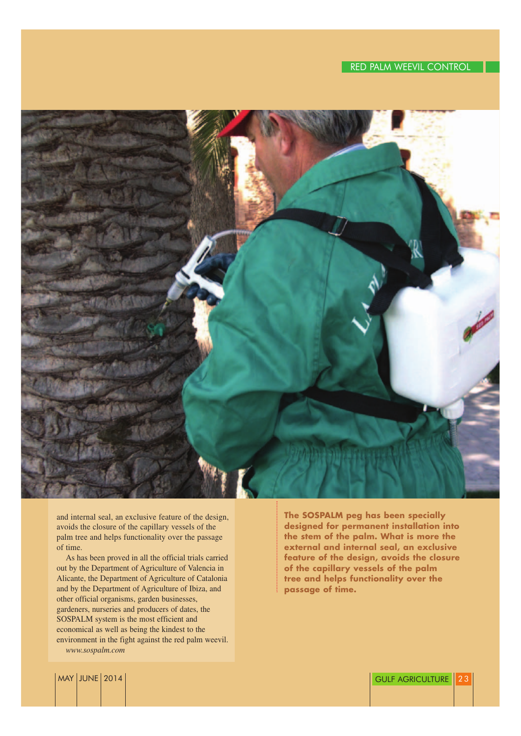and internal seal, an exclusive feature of the design, avoids the closure of the capillary vessels of the palm tree and helps functionality over the passage of time.

As has been proved in all the official trials carried out by the Department of Agriculture of Valencia in Alicante, the Department of Agriculture of Catalonia and by the Department of Agriculture of Ibiza, and other official organisms, garden businesses, gardeners, nurseries and producers of dates, the SOSPALM system is the most efficient and economical as well as being the kindest to the environment in the fight against the red palm weevil.

*www.sospalm.com*

**The SOSPALM peg has been specially designed for permanent installation into the stem of the palm. What is more the external and internal seal, an exclusive feature of the design, avoids the closure of the capillary vessels of the palm tree and helps functionality over the passage of time.**